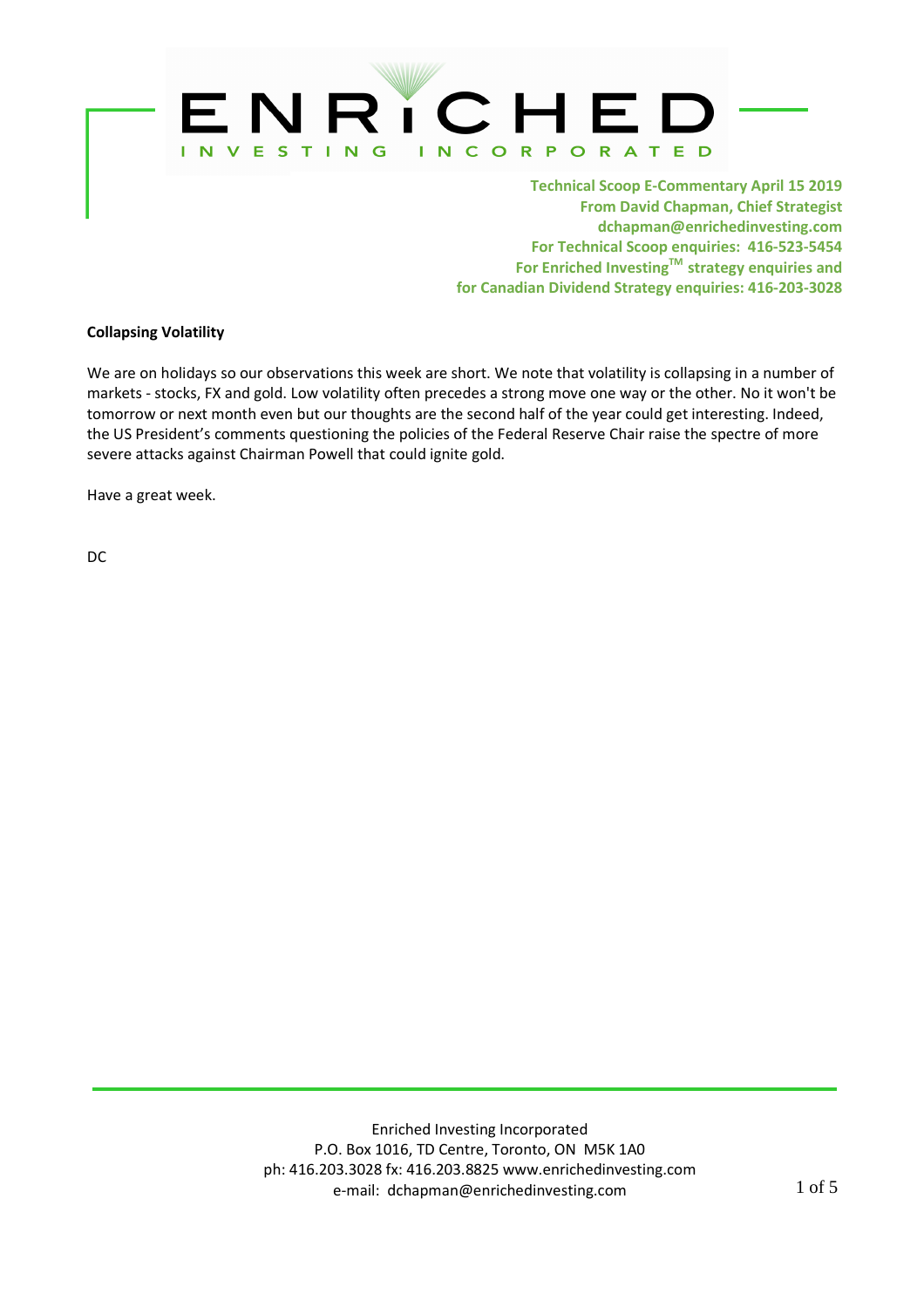# ENRICHED INVESTING INCORPORATED

**Technical Scoop E-Commentary April 15 2019**
**From David Chapman, Chief Strategist**
**dchapman@enrichedinvesting.com**
**For Technical Scoop enquiries: 416-523-5454**
**For Enriched Investing™ strategy enquiries and**
**for Canadian Dividend Strategy enquiries: 416-203-3028**

**Collapsing Volatility**

We are on holidays so our observations this week are short. We note that volatility is collapsing in a number of markets - stocks, FX and gold. Low volatility often precedes a strong move one way or the other. No it won't be tomorrow or next month even but our thoughts are the second half of the year could get interesting. Indeed, the US President's comments questioning the policies of the Federal Reserve Chair raise the spectre of more severe attacks against Chairman Powell that could ignite gold.

Have a great week.

DC

Enriched Investing Incorporated
P.O. Box 1016, TD Centre, Toronto, ON M5K 1A0
ph: 416.203.3028 fx: 416.203.8825 www.enrichedinvesting.com
e-mail: dchapman@enrichedinvesting.com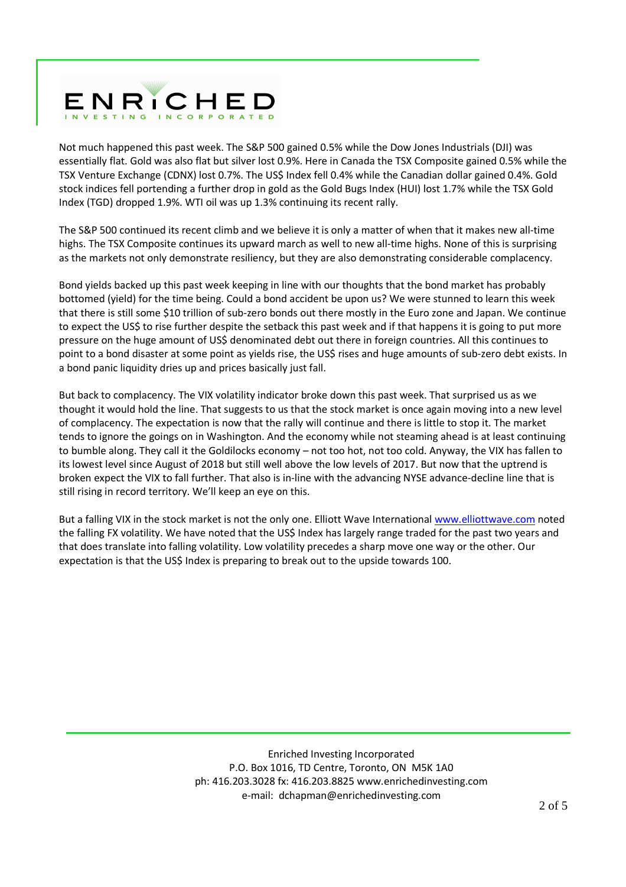Not much happened this past week. The S&P 500 gained 0.5% while the Dow Jones Industrials (DJI) was essentially flat. Gold was also flat but silver lost 0.9%. Here in Canada the TSX Composite gained 0.5% while the TSX Venture Exchange (CDNX) lost 0.7%. The US$ Index fell 0.4% while the Canadian dollar gained 0.4%. Gold stock indices fell portending a further drop in gold as the Gold Bugs Index (HUI) lost 1.7% while the TSX Gold Index (TGD) dropped 1.9%. WTI oil was up 1.3% continuing its recent rally.

The S&P 500 continued its recent climb and we believe it is only a matter of when that it makes new all-time highs. The TSX Composite continues its upward march as well to new all-time highs. None of this is surprising as the markets not only demonstrate resiliency, but they are also demonstrating considerable complacency.

Bond yields backed up this past week keeping in line with our thoughts that the bond market has probably bottomed (yield) for the time being. Could a bond accident be upon us? We were stunned to learn this week that there is still some $10 trillion of sub-zero bonds out there mostly in the Euro zone and Japan. We continue to expect the US$ to rise further despite the setback this past week and if that happens it is going to put more pressure on the huge amount of US$ denominated debt out there in foreign countries. All this continues to point to a bond disaster at some point as yields rise, the US$ rises and huge amounts of sub-zero debt exists. In a bond panic liquidity dries up and prices basically just fall.

But back to complacency. The VIX volatility indicator broke down this past week. That surprised us as we thought it would hold the line. That suggests to us that the stock market is once again moving into a new level of complacency. The expectation is now that the rally will continue and there is little to stop it. The market tends to ignore the goings on in Washington. And the economy while not steaming ahead is at least continuing to bumble along. They call it the Goldilocks economy – not too hot, not too cold. Anyway, the VIX has fallen to its lowest level since August of 2018 but still well above the low levels of 2017. But now that the uptrend is broken expect the VIX to fall further. That also is in-line with the advancing NYSE advance-decline line that is still rising in record territory. We'll keep an eye on this.

But a falling VIX in the stock market is not the only one. Elliott Wave International www.elliottwave.com noted the falling FX volatility. We have noted that the US$ Index has largely range traded for the past two years and that does translate into falling volatility. Low volatility precedes a sharp move one way or the other. Our expectation is that the US$ Index is preparing to break out to the upside towards 100.

Enriched Investing Incorporated
P.O. Box 1016, TD Centre, Toronto, ON M5K 1A0
ph: 416.203.3028 fx: 416.203.8825 www.enrichedinvesting.com
e-mail: dchapman@enrichedinvesting.com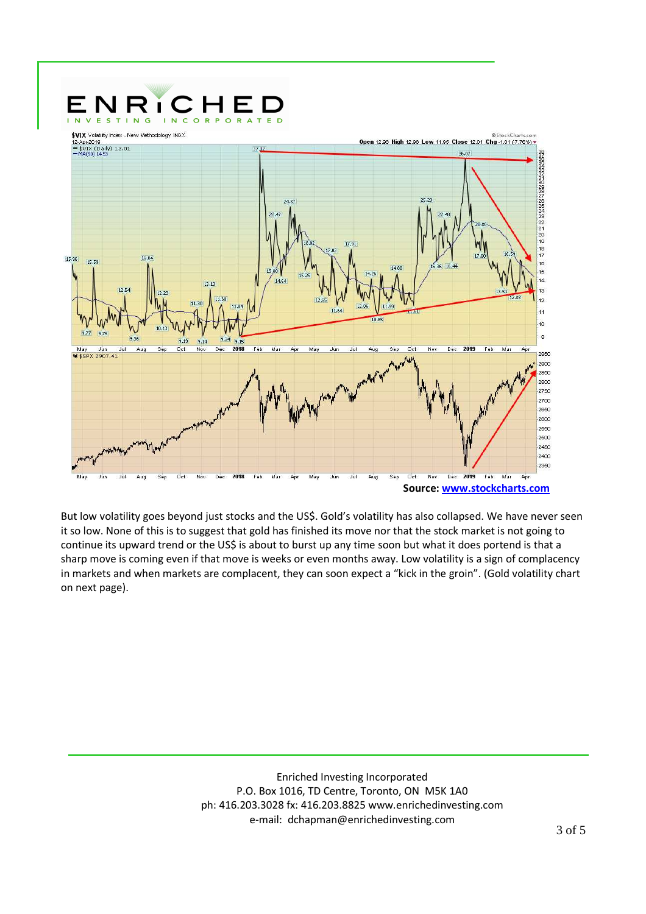Source: [www.stockcharts.com](http://www.stockcharts.com)

But low volatility goes beyond just stocks and the US$. Gold's volatility has also collapsed. We have never seen it so low. None of this is to suggest that gold has finished its move nor that the stock market is not going to continue its upward trend or the US$ is about to burst up any time soon but what it does portend is that a sharp move is coming even if that move is weeks or even months away. Low volatility is a sign of complacency in markets and when markets are complacent, they can soon expect a "kick in the groin". (Gold volatility chart on next page).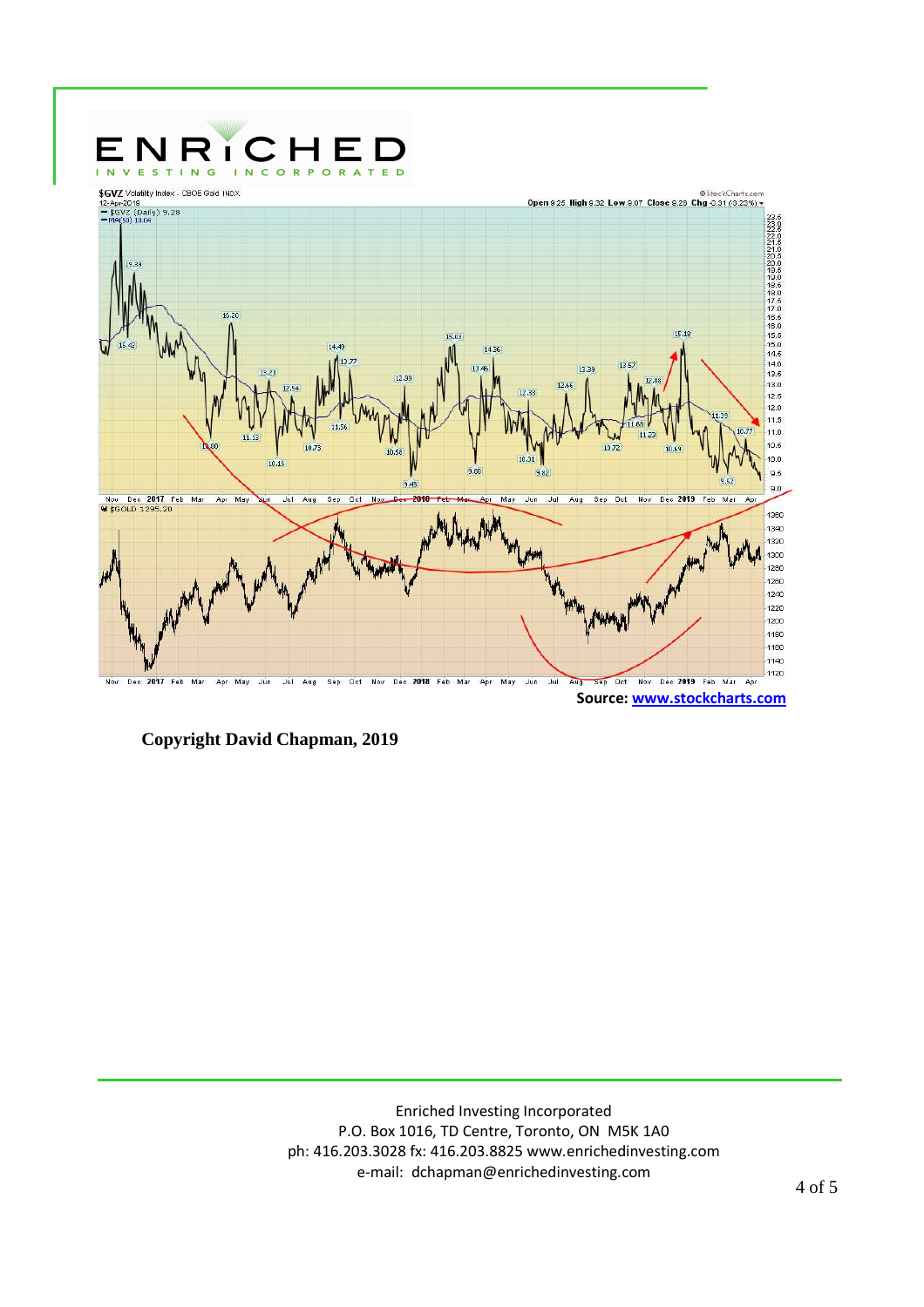Source: www.stockcharts.com

**Copyright David Chapman, 2019**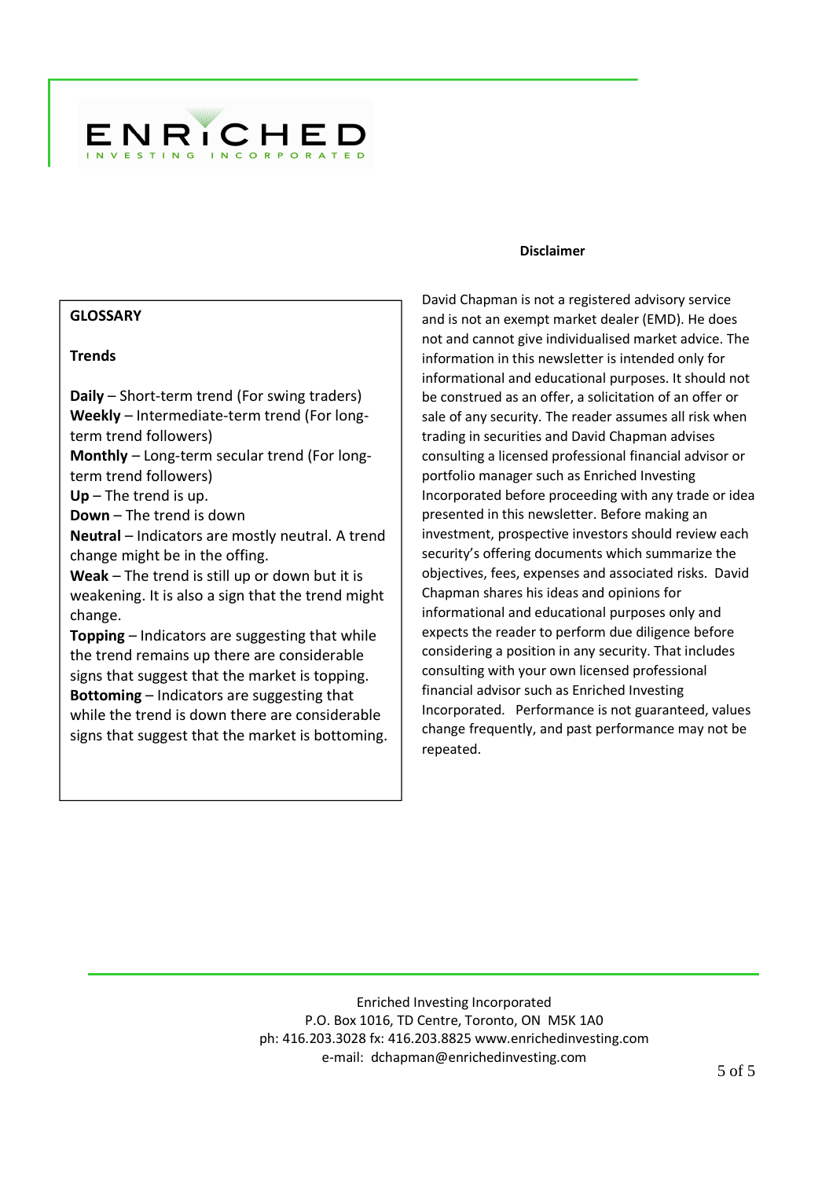ENRICHED
INVESTING INCORPORATED

**GLOSSARY**

**Trends**

**Daily** – Short-term trend (For swing traders)
**Weekly** – Intermediate-term trend (For long-term trend followers)
**Monthly** – Long-term secular trend (For long-term trend followers)
**Up** – The trend is up.
**Down** – The trend is down
**Neutral** – Indicators are mostly neutral. A trend change might be in the offing.
**Weak** – The trend is still up or down but it is weakening. It is also a sign that the trend might change.
**Topping** – Indicators are suggesting that while the trend remains up there are considerable signs that suggest that the market is topping.
**Bottoming** – Indicators are suggesting that while the trend is down there are considerable signs that suggest that the market is bottoming.

**Disclaimer**

David Chapman is not a registered advisory service and is not an exempt market dealer (EMD). He does not and cannot give individualised market advice. The information in this newsletter is intended only for informational and educational purposes. It should not be construed as an offer, a solicitation of an offer or sale of any security. The reader assumes all risk when trading in securities and David Chapman advises consulting a licensed professional financial advisor or portfolio manager such as Enriched Investing Incorporated before proceeding with any trade or idea presented in this newsletter. Before making an investment, prospective investors should review each security's offering documents which summarize the objectives, fees, expenses and associated risks. David Chapman shares his ideas and opinions for informational and educational purposes only and expects the reader to perform due diligence before considering a position in any security. That includes consulting with your own licensed professional financial advisor such as Enriched Investing Incorporated. Performance is not guaranteed, values change frequently, and past performance may not be repeated.

Enriched Investing Incorporated
P.O. Box 1016, TD Centre, Toronto, ON M5K 1A0
ph: 416.203.3028 fx: 416.203.8825 www.enrichedinvesting.com
e-mail: dchapman@enrichedinvesting.com